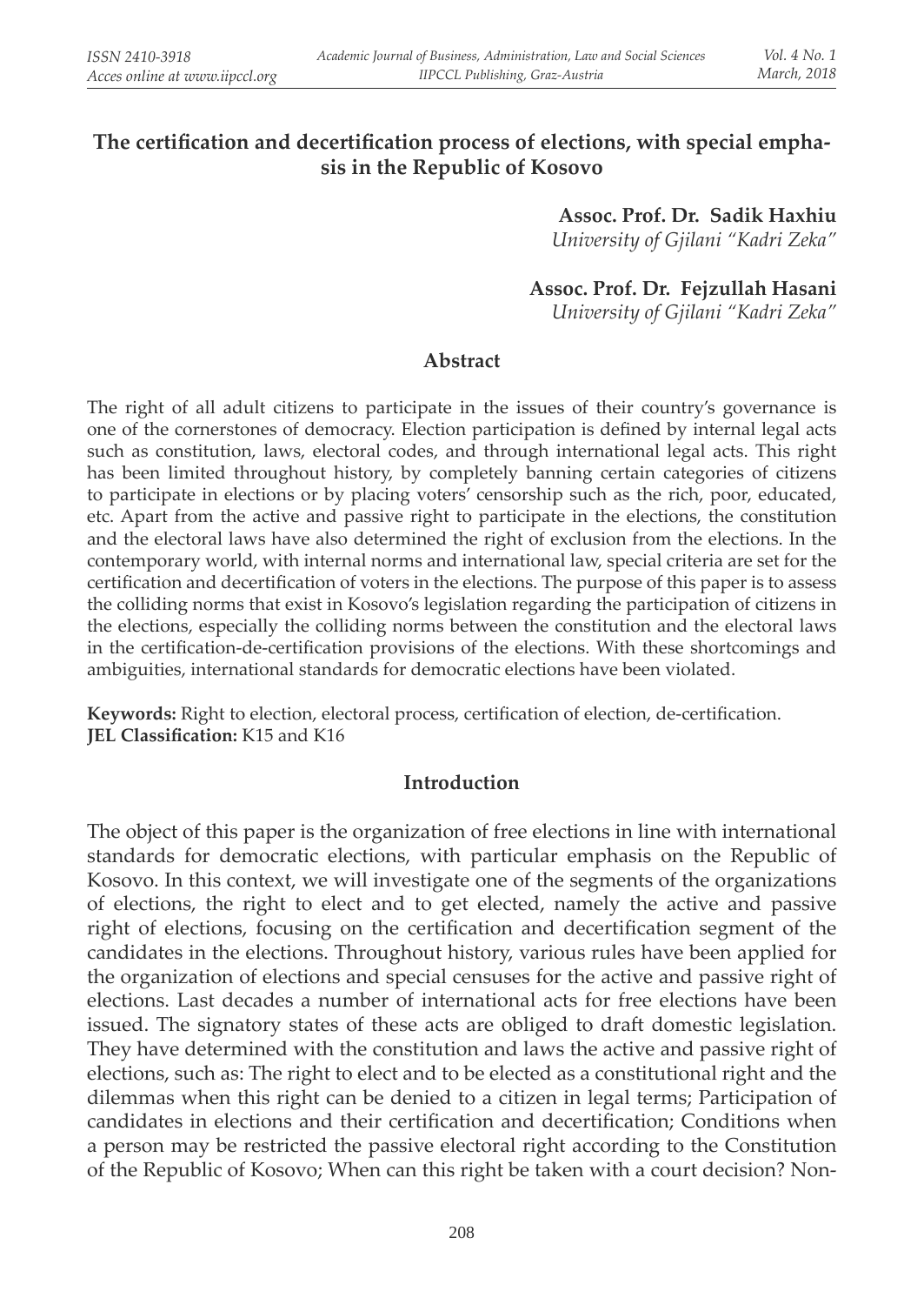# The certification and decertification process of elections, with special emphasis in the Republic of Kosovo

**Assoc. Prof. Dr. Sadik Haxhiu**
*University of Gjilani "Kadri Zeka"*

**Assoc. Prof. Dr. Fejzullah Hasani**
*University of Gjilani "Kadri Zeka"*

## Abstract

The right of all adult citizens to participate in the issues of their country's governance is one of the cornerstones of democracy. Election participation is defined by internal legal acts such as constitution, laws, electoral codes, and through international legal acts. This right has been limited throughout history, by completely banning certain categories of citizens to participate in elections or by placing voters' censorship such as the rich, poor, educated, etc. Apart from the active and passive right to participate in the elections, the constitution and the electoral laws have also determined the right of exclusion from the elections. In the contemporary world, with internal norms and international law, special criteria are set for the certification and decertification of voters in the elections. The purpose of this paper is to assess the colliding norms that exist in Kosovo's legislation regarding the participation of citizens in the elections, especially the colliding norms between the constitution and the electoral laws in the certification-de-certification provisions of the elections. With these shortcomings and ambiguities, international standards for democratic elections have been violated.

**Keywords:** Right to election, electoral process, certification of election, de-certification.
**JEL Classification:** K15 and K16

## Introduction

The object of this paper is the organization of free elections in line with international standards for democratic elections, with particular emphasis on the Republic of Kosovo. In this context, we will investigate one of the segments of the organizations of elections, the right to elect and to get elected, namely the active and passive right of elections, focusing on the certification and decertification segment of the candidates in the elections. Throughout history, various rules have been applied for the organization of elections and special censuses for the active and passive right of elections. Last decades a number of international acts for free elections have been issued. The signatory states of these acts are obliged to draft domestic legislation. They have determined with the constitution and laws the active and passive right of elections, such as: The right to elect and to be elected as a constitutional right and the dilemmas when this right can be denied to a citizen in legal terms; Participation of candidates in elections and their certification and decertification; Conditions when a person may be restricted the passive electoral right according to the Constitution of the Republic of Kosovo; When can this right be taken with a court decision? Non-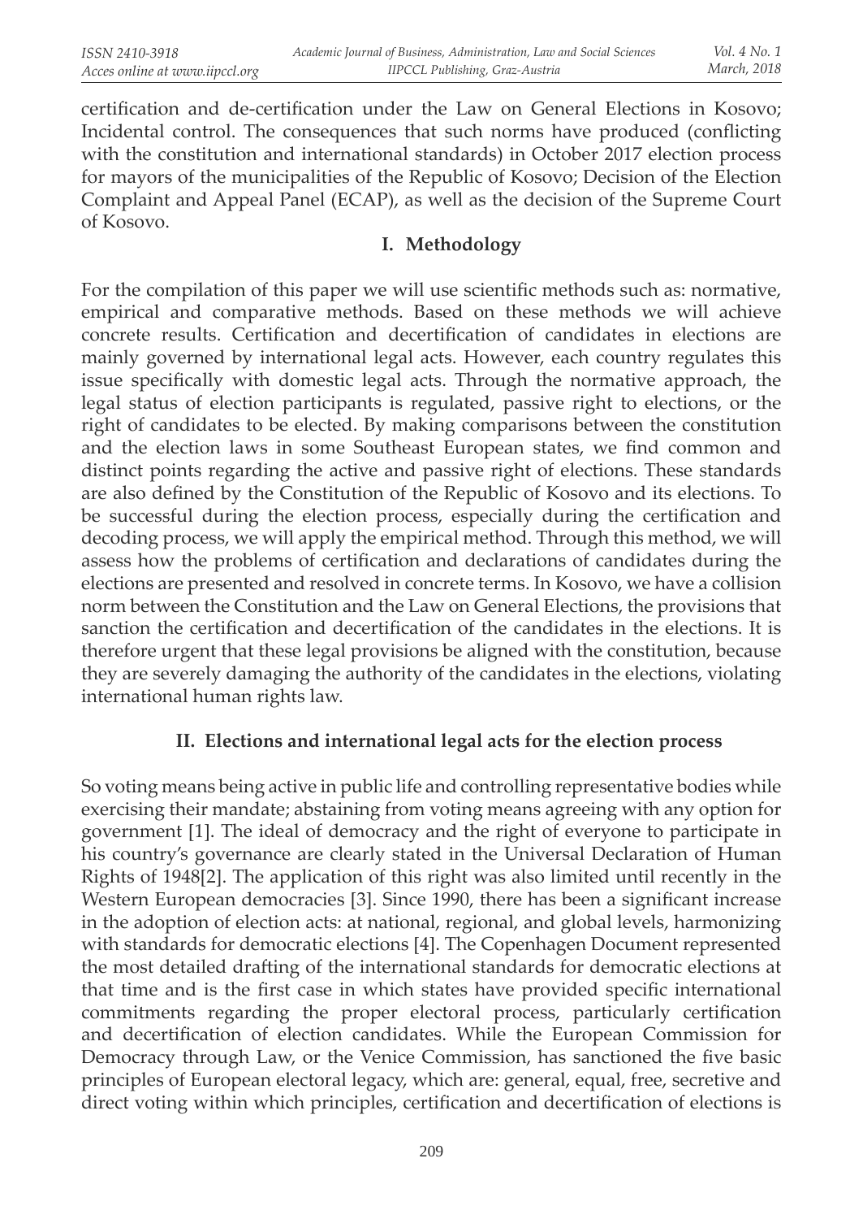certification and de-certification under the Law on General Elections in Kosovo; Incidental control. The consequences that such norms have produced (conflicting with the constitution and international standards) in October 2017 election process for mayors of the municipalities of the Republic of Kosovo; Decision of the Election Complaint and Appeal Panel (ECAP), as well as the decision of the Supreme Court of Kosovo.

## I. Methodology

For the compilation of this paper we will use scientific methods such as: normative, empirical and comparative methods. Based on these methods we will achieve concrete results. Certification and decertification of candidates in elections are mainly governed by international legal acts. However, each country regulates this issue specifically with domestic legal acts. Through the normative approach, the legal status of election participants is regulated, passive right to elections, or the right of candidates to be elected. By making comparisons between the constitution and the election laws in some Southeast European states, we find common and distinct points regarding the active and passive right of elections. These standards are also defined by the Constitution of the Republic of Kosovo and its elections. To be successful during the election process, especially during the certification and decoding process, we will apply the empirical method. Through this method, we will assess how the problems of certification and declarations of candidates during the elections are presented and resolved in concrete terms. In Kosovo, we have a collision norm between the Constitution and the Law on General Elections, the provisions that sanction the certification and decertification of the candidates in the elections. It is therefore urgent that these legal provisions be aligned with the constitution, because they are severely damaging the authority of the candidates in the elections, violating international human rights law.

## II. Elections and international legal acts for the election process

So voting means being active in public life and controlling representative bodies while exercising their mandate; abstaining from voting means agreeing with any option for government [1]. The ideal of democracy and the right of everyone to participate in his country's governance are clearly stated in the Universal Declaration of Human Rights of 1948[2]. The application of this right was also limited until recently in the Western European democracies [3]. Since 1990, there has been a significant increase in the adoption of election acts: at national, regional, and global levels, harmonizing with standards for democratic elections [4]. The Copenhagen Document represented the most detailed drafting of the international standards for democratic elections at that time and is the first case in which states have provided specific international commitments regarding the proper electoral process, particularly certification and decertification of election candidates. While the European Commission for Democracy through Law, or the Venice Commission, has sanctioned the five basic principles of European electoral legacy, which are: general, equal, free, secretive and direct voting within which principles, certification and decertification of elections is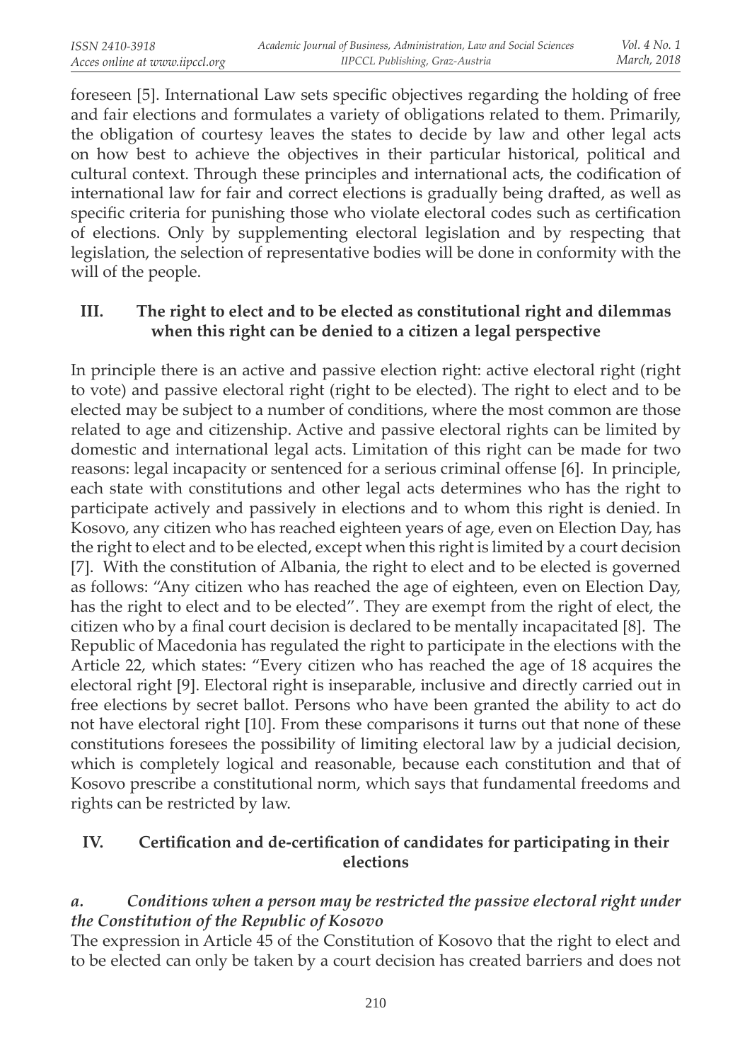foreseen [5]. International Law sets specific objectives regarding the holding of free and fair elections and formulates a variety of obligations related to them. Primarily, the obligation of courtesy leaves the states to decide by law and other legal acts on how best to achieve the objectives in their particular historical, political and cultural context. Through these principles and international acts, the codification of international law for fair and correct elections is gradually being drafted, as well as specific criteria for punishing those who violate electoral codes such as certification of elections. Only by supplementing electoral legislation and by respecting that legislation, the selection of representative bodies will be done in conformity with the will of the people.

## III. The right to elect and to be elected as constitutional right and dilemmas when this right can be denied to a citizen a legal perspective

In principle there is an active and passive election right: active electoral right (right to vote) and passive electoral right (right to be elected). The right to elect and to be elected may be subject to a number of conditions, where the most common are those related to age and citizenship. Active and passive electoral rights can be limited by domestic and international legal acts. Limitation of this right can be made for two reasons: legal incapacity or sentenced for a serious criminal offense [6]. In principle, each state with constitutions and other legal acts determines who has the right to participate actively and passively in elections and to whom this right is denied. In Kosovo, any citizen who has reached eighteen years of age, even on Election Day, has the right to elect and to be elected, except when this right is limited by a court decision [7]. With the constitution of Albania, the right to elect and to be elected is governed as follows: "Any citizen who has reached the age of eighteen, even on Election Day, has the right to elect and to be elected". They are exempt from the right of elect, the citizen who by a final court decision is declared to be mentally incapacitated [8]. The Republic of Macedonia has regulated the right to participate in the elections with the Article 22, which states: "Every citizen who has reached the age of 18 acquires the electoral right [9]. Electoral right is inseparable, inclusive and directly carried out in free elections by secret ballot. Persons who have been granted the ability to act do not have electoral right [10]. From these comparisons it turns out that none of these constitutions foresees the possibility of limiting electoral law by a judicial decision, which is completely logical and reasonable, because each constitution and that of Kosovo prescribe a constitutional norm, which says that fundamental freedoms and rights can be restricted by law.

## IV. Certification and de-certification of candidates for participating in their elections

### *a. Conditions when a person may be restricted the passive electoral right under the Constitution of the Republic of Kosovo*

The expression in Article 45 of the Constitution of Kosovo that the right to elect and to be elected can only be taken by a court decision has created barriers and does not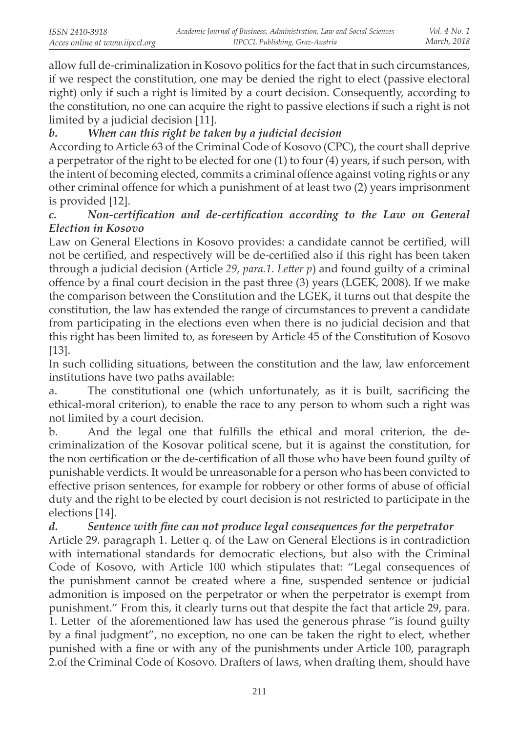allow full de-criminalization in Kosovo politics for the fact that in such circumstances, if we respect the constitution, one may be denied the right to elect (passive electoral right) only if such a right is limited by a court decision. Consequently, according to the constitution, no one can acquire the right to passive elections if such a right is not limited by a judicial decision [11].

### *b. When can this right be taken by a judicial decision*

According to Article 63 of the Criminal Code of Kosovo (CPC), the court shall deprive a perpetrator of the right to be elected for one (1) to four (4) years, if such person, with the intent of becoming elected, commits a criminal offence against voting rights or any other criminal offence for which a punishment of at least two (2) years imprisonment is provided [12].

### *c. Non-certification and de-certification according to the Law on General Election in Kosovo*

Law on General Elections in Kosovo provides: a candidate cannot be certified, will not be certified, and respectively will be de-certified also if this right has been taken through a judicial decision (Article *29, para.1. Letter p*) and found guilty of a criminal offence by a final court decision in the past three (3) years (LGEK, 2008). If we make the comparison between the Constitution and the LGEK, it turns out that despite the constitution, the law has extended the range of circumstances to prevent a candidate from participating in the elections even when there is no judicial decision and that this right has been limited to, as foreseen by Article 45 of the Constitution of Kosovo [13].

In such colliding situations, between the constitution and the law, law enforcement institutions have two paths available:

a. The constitutional one (which unfortunately, as it is built, sacrificing the ethical-moral criterion), to enable the race to any person to whom such a right was not limited by a court decision.

b. And the legal one that fulfills the ethical and moral criterion, the de-criminalization of the Kosovar political scene, but it is against the constitution, for the non certification or the de-certification of all those who have been found guilty of punishable verdicts. It would be unreasonable for a person who has been convicted to effective prison sentences, for example for robbery or other forms of abuse of official duty and the right to be elected by court decision is not restricted to participate in the elections [14].

### *d. Sentence with fine can not produce legal consequences for the perpetrator*

Article 29. paragraph 1. Letter q. of the Law on General Elections is in contradiction with international standards for democratic elections, but also with the Criminal Code of Kosovo, with Article 100 which stipulates that: "Legal consequences of the punishment cannot be created where a fine, suspended sentence or judicial admonition is imposed on the perpetrator or when the perpetrator is exempt from punishment." From this, it clearly turns out that despite the fact that article 29, para. 1. Letter of the aforementioned law has used the generous phrase "is found guilty by a final judgment", no exception, no one can be taken the right to elect, whether punished with a fine or with any of the punishments under Article 100, paragraph 2.of the Criminal Code of Kosovo. Drafters of laws, when drafting them, should have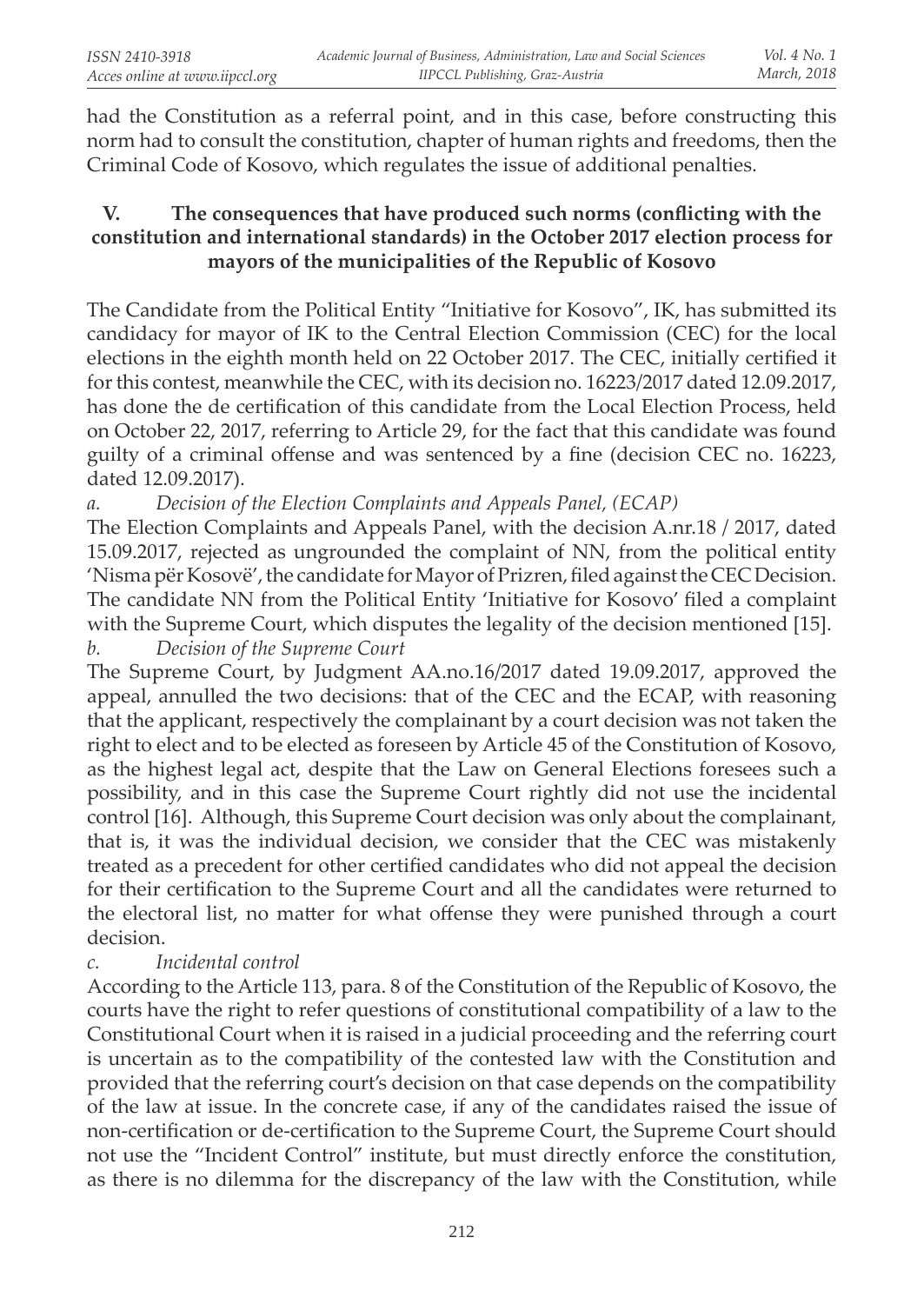had the Constitution as a referral point, and in this case, before constructing this norm had to consult the constitution, chapter of human rights and freedoms, then the Criminal Code of Kosovo, which regulates the issue of additional penalties.

## V. The consequences that have produced such norms (conflicting with the constitution and international standards) in the October 2017 election process for mayors of the municipalities of the Republic of Kosovo

The Candidate from the Political Entity "Initiative for Kosovo", IK, has submitted its candidacy for mayor of IK to the Central Election Commission (CEC) for the local elections in the eighth month held on 22 October 2017. The CEC, initially certified it for this contest, meanwhile the CEC, with its decision no. 16223/2017 dated 12.09.2017, has done the de certification of this candidate from the Local Election Process, held on October 22, 2017, referring to Article 29, for the fact that this candidate was found guilty of a criminal offense and was sentenced by a fine (decision CEC no. 16223, dated 12.09.2017).

*a. Decision of the Election Complaints and Appeals Panel, (ECAP)*

The Election Complaints and Appeals Panel, with the decision A.nr.18 / 2017, dated 15.09.2017, rejected as ungrounded the complaint of NN, from the political entity 'Nisma për Kosovë', the candidate for Mayor of Prizren, filed against the CEC Decision. The candidate NN from the Political Entity 'Initiative for Kosovo' filed a complaint with the Supreme Court, which disputes the legality of the decision mentioned [15].

*b. Decision of the Supreme Court*

The Supreme Court, by Judgment AA.no.16/2017 dated 19.09.2017, approved the appeal, annulled the two decisions: that of the CEC and the ECAP, with reasoning that the applicant, respectively the complainant by a court decision was not taken the right to elect and to be elected as foreseen by Article 45 of the Constitution of Kosovo, as the highest legal act, despite that the Law on General Elections foresees such a possibility, and in this case the Supreme Court rightly did not use the incidental control [16]. Although, this Supreme Court decision was only about the complainant, that is, it was the individual decision, we consider that the CEC was mistakenly treated as a precedent for other certified candidates who did not appeal the decision for their certification to the Supreme Court and all the candidates were returned to the electoral list, no matter for what offense they were punished through a court decision.

*c. Incidental control*

According to the Article 113, para. 8 of the Constitution of the Republic of Kosovo, the courts have the right to refer questions of constitutional compatibility of a law to the Constitutional Court when it is raised in a judicial proceeding and the referring court is uncertain as to the compatibility of the contested law with the Constitution and provided that the referring court's decision on that case depends on the compatibility of the law at issue. In the concrete case, if any of the candidates raised the issue of non-certification or de-certification to the Supreme Court, the Supreme Court should not use the "Incident Control" institute, but must directly enforce the constitution, as there is no dilemma for the discrepancy of the law with the Constitution, while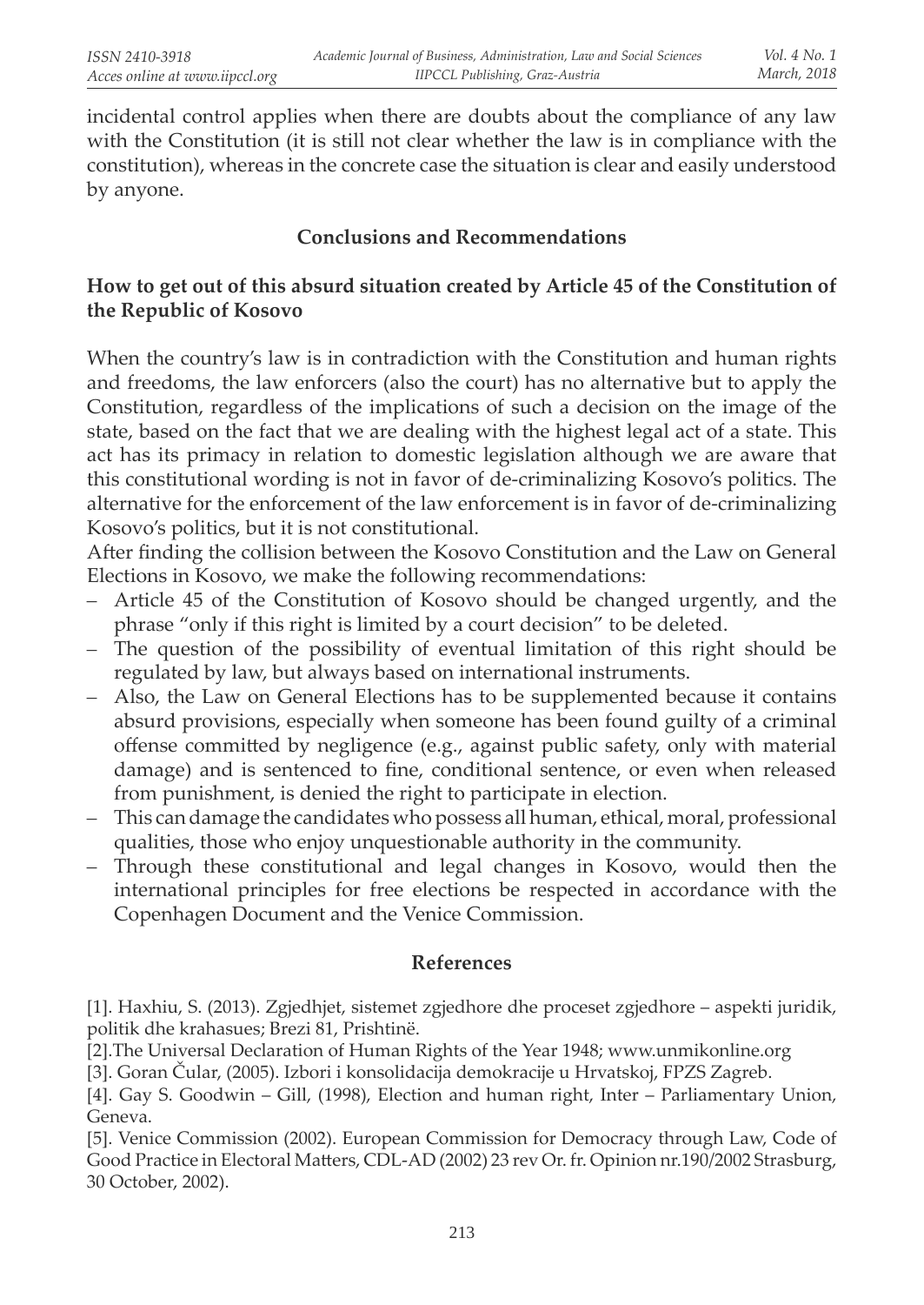incidental control applies when there are doubts about the compliance of any law with the Constitution (it is still not clear whether the law is in compliance with the constitution), whereas in the concrete case the situation is clear and easily understood by anyone.

## Conclusions and Recommendations

### How to get out of this absurd situation created by Article 45 of the Constitution of the Republic of Kosovo

When the country's law is in contradiction with the Constitution and human rights and freedoms, the law enforcers (also the court) has no alternative but to apply the Constitution, regardless of the implications of such a decision on the image of the state, based on the fact that we are dealing with the highest legal act of a state. This act has its primacy in relation to domestic legislation although we are aware that this constitutional wording is not in favor of de-criminalizing Kosovo's politics. The alternative for the enforcement of the law enforcement is in favor of de-criminalizing Kosovo's politics, but it is not constitutional.

After finding the collision between the Kosovo Constitution and the Law on General Elections in Kosovo, we make the following recommendations:

- Article 45 of the Constitution of Kosovo should be changed urgently, and the phrase "only if this right is limited by a court decision" to be deleted.
- The question of the possibility of eventual limitation of this right should be regulated by law, but always based on international instruments.
- Also, the Law on General Elections has to be supplemented because it contains absurd provisions, especially when someone has been found guilty of a criminal offense committed by negligence (e.g., against public safety, only with material damage) and is sentenced to fine, conditional sentence, or even when released from punishment, is denied the right to participate in election.
- This can damage the candidates who possess all human, ethical, moral, professional qualities, those who enjoy unquestionable authority in the community.
- Through these constitutional and legal changes in Kosovo, would then the international principles for free elections be respected in accordance with the Copenhagen Document and the Venice Commission.

## References

[1]. Haxhiu, S. (2013). Zgjedhjet, sistemet zgjedhore dhe proceset zgjedhore – aspekti juridik, politik dhe krahasues; Brezi 81, Prishtinë.

[2].The Universal Declaration of Human Rights of the Year 1948; www.unmikonline.org

[3]. Goran Čular, (2005). Izbori i konsolidacija demokracije u Hrvatskoj, FPZS Zagreb.

[4]. Gay S. Goodwin – Gill, (1998), Election and human right, Inter – Parliamentary Union, Geneva.

[5]. Venice Commission (2002). European Commission for Democracy through Law, Code of Good Practice in Electoral Matters, CDL-AD (2002) 23 rev Or. fr. Opinion nr.190/2002 Strasburg, 30 October, 2002).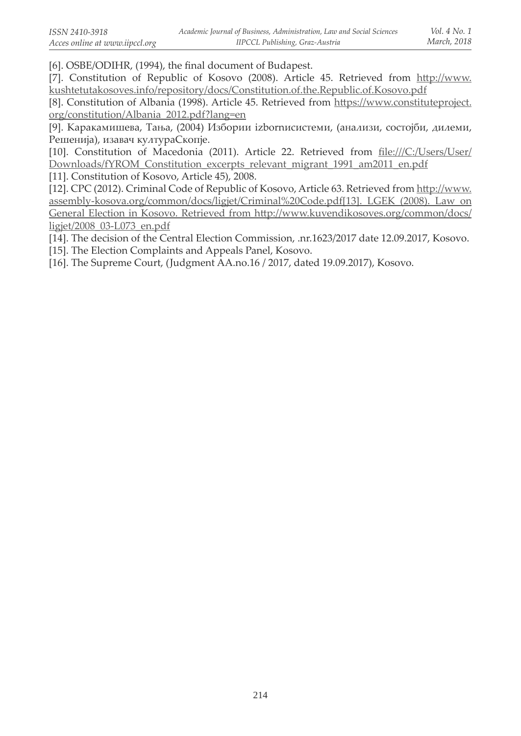[6]. OSBE/ODIHR, (1994), the final document of Budapest.

[7]. Constitution of Republic of Kosovo (2008). Article 45. Retrieved from http://www.kushtetutakosoves.info/repository/docs/Constitution.of.the.Republic.of.Kosovo.pdf

[8]. Constitution of Albania (1998). Article 45. Retrieved from https://www.constituteproject.org/constitution/Albania_2012.pdf?lang=en

[9]. Каракамишева, Тања, (2004) Изборни izbornисистеми, (анализи, состојби, дилеми, Решенија), изавач културaСкопје.

[10]. Constitution of Macedonia (2011). Article 22. Retrieved from file:///C:/Users/User/Downloads/fYROM_Constitution_excerpts_relevant_migrant_1991_am2011_en.pdf

[11]. Constitution of Kosovo, Article 45), 2008.

[12]. CPC (2012). Criminal Code of Republic of Kosovo, Article 63. Retrieved from http://www.assembly-kosova.org/common/docs/ligjet/Criminal%20Code.pdf[13]. LGEK (2008). Law on General Election in Kosovo. Retrieved from http://www.kuvendikosoves.org/common/docs/ligjet/2008_03-L073_en.pdf

[14]. The decision of the Central Election Commission, .nr.1623/2017 date 12.09.2017, Kosovo.

[15]. The Election Complaints and Appeals Panel, Kosovo.

[16]. The Supreme Court, (Judgment AA.no.16 / 2017, dated 19.09.2017), Kosovo.